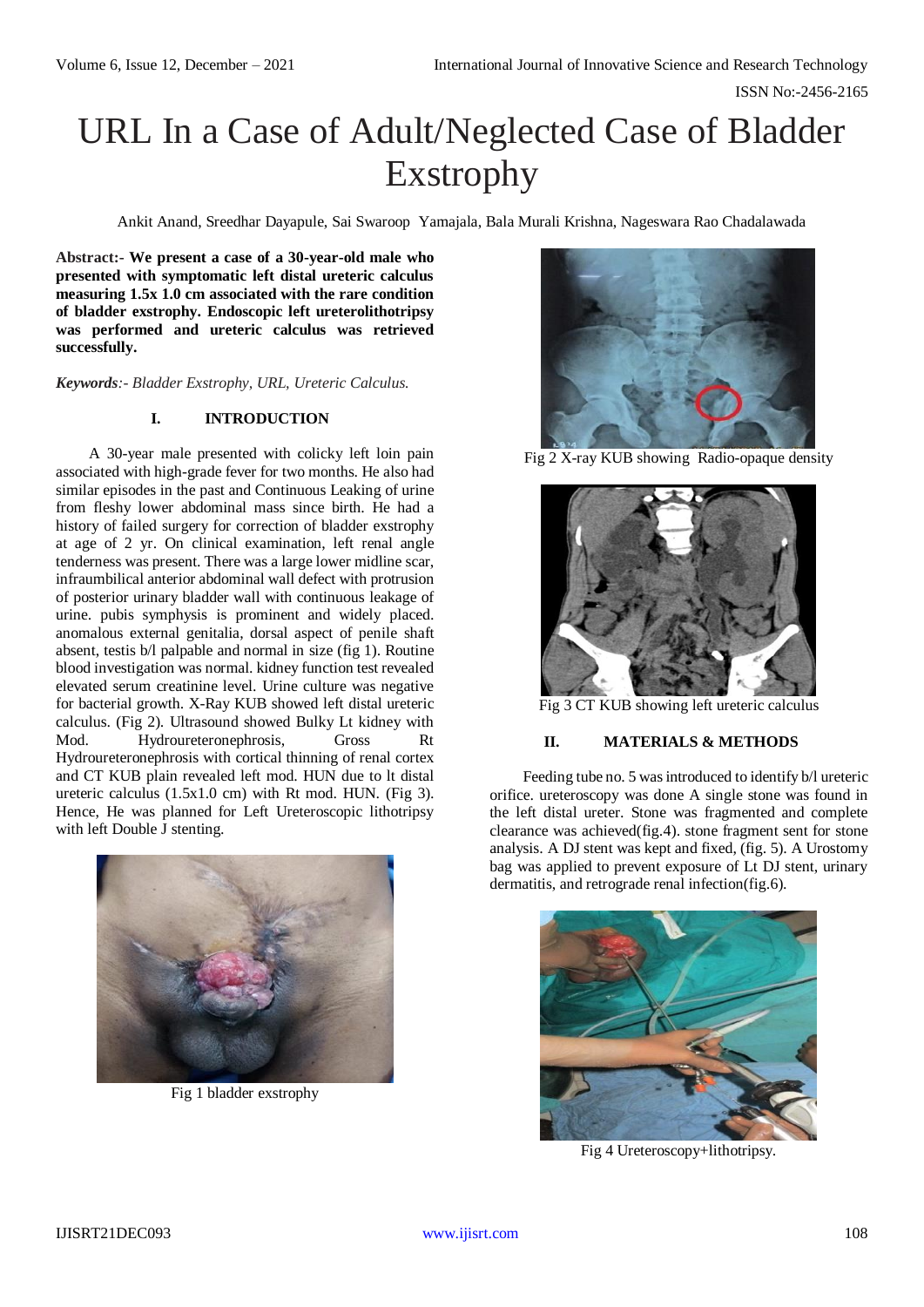# URL In a Case of Adult/Neglected Case of Bladder Exstrophy

Ankit Anand, Sreedhar Dayapule, Sai Swaroop Yamajala, Bala Murali Krishna, Nageswara Rao Chadalawada

**Abstract:- We present a case of a 30-year-old male who presented with symptomatic left distal ureteric calculus measuring 1.5x 1.0 cm associated with the rare condition of bladder exstrophy. Endoscopic left ureterolithotripsy was performed and ureteric calculus was retrieved successfully.**

***Keywords**:- Bladder Exstrophy, URL, Ureteric Calculus.*

## I. INTRODUCTION

A 30-year male presented with colicky left loin pain associated with high-grade fever for two months. He also had similar episodes in the past and Continuous Leaking of urine from fleshy lower abdominal mass since birth. He had a history of failed surgery for correction of bladder exstrophy at age of 2 yr. On clinical examination, left renal angle tenderness was present. There was a large lower midline scar, infraumbilical anterior abdominal wall defect with protrusion of posterior urinary bladder wall with continuous leakage of urine. pubis symphysis is prominent and widely placed. anomalous external genitalia, dorsal aspect of penile shaft absent, testis b/l palpable and normal in size (fig 1). Routine blood investigation was normal. kidney function test revealed elevated serum creatinine level. Urine culture was negative for bacterial growth. X-Ray KUB showed left distal ureteric calculus. (Fig 2). Ultrasound showed Bulky Lt kidney with Mod. Hydroureteronephrosis, Gross Rt Hydroureteronephrosis with cortical thinning of renal cortex and CT KUB plain revealed left mod. HUN due to lt distal ureteric calculus (1.5x1.0 cm) with Rt mod. HUN. (Fig 3). Hence, He was planned for Left Ureteroscopic lithotripsy with left Double J stenting.

Fig 1 bladder exstrophy

Fig 2 X-ray KUB showing Radio-opaque density

Fig 3 CT KUB showing left ureteric calculus

## II. MATERIALS & METHODS

Feeding tube no. 5 was introduced to identify b/l ureteric orifice. ureteroscopy was done A single stone was found in the left distal ureter. Stone was fragmented and complete clearance was achieved(fig.4). stone fragment sent for stone analysis. A DJ stent was kept and fixed, (fig. 5). A Urostomy bag was applied to prevent exposure of Lt DJ stent, urinary dermatitis, and retrograde renal infection(fig.6).

Fig 4 Ureteroscopy+lithotripsy.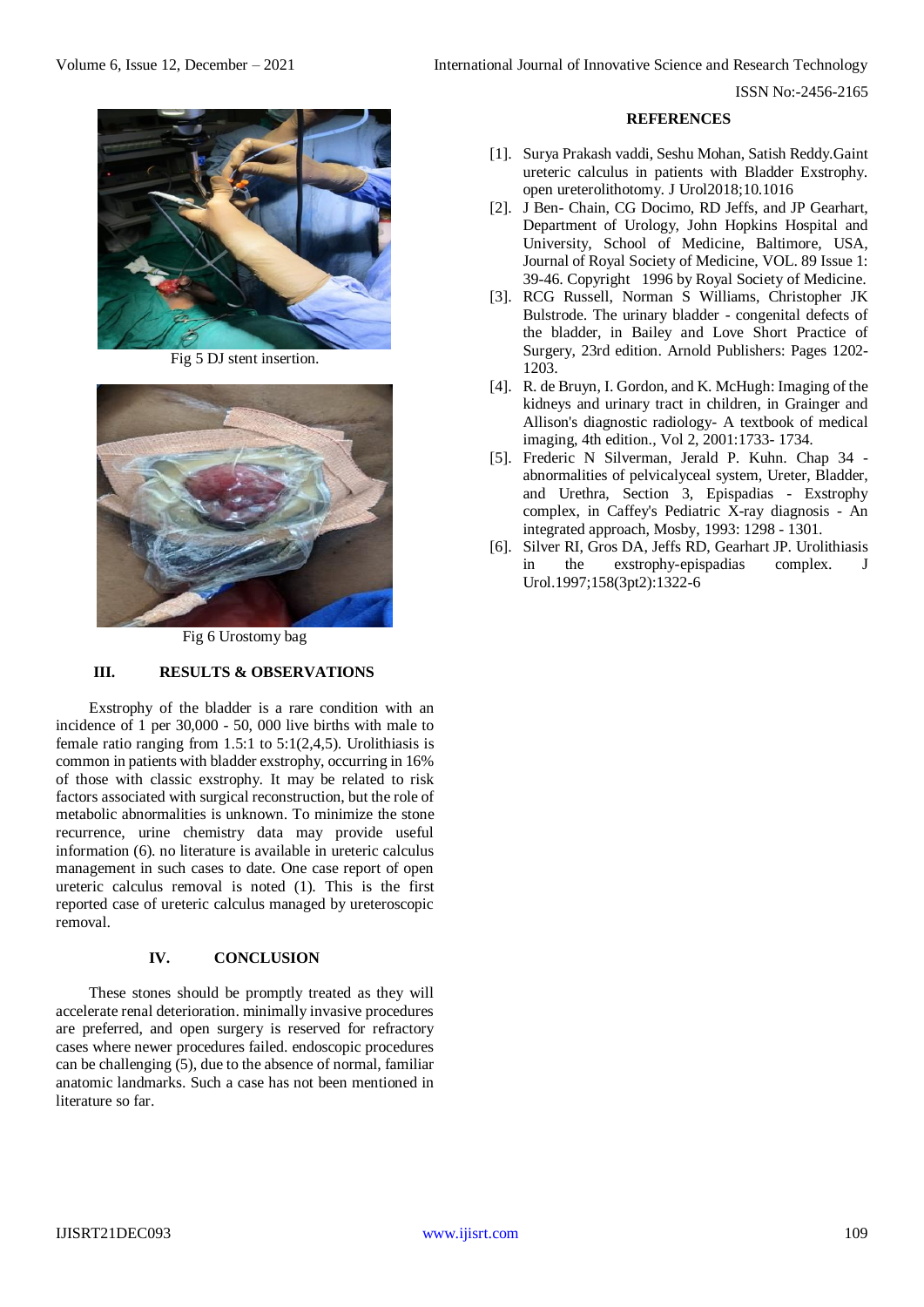Fig 5 DJ stent insertion.

Fig 6 Urostomy bag

## III. RESULTS & OBSERVATIONS

Exstrophy of the bladder is a rare condition with an incidence of 1 per 30,000 - 50, 000 live births with male to female ratio ranging from 1.5:1 to 5:1(2,4,5). Urolithiasis is common in patients with bladder exstrophy, occurring in 16% of those with classic exstrophy. It may be related to risk factors associated with surgical reconstruction, but the role of metabolic abnormalities is unknown. To minimize the stone recurrence, urine chemistry data may provide useful information (6). no literature is available in ureteric calculus management in such cases to date. One case report of open ureteric calculus removal is noted (1). This is the first reported case of ureteric calculus managed by ureteroscopic removal.

## IV. CONCLUSION

These stones should be promptly treated as they will accelerate renal deterioration. minimally invasive procedures are preferred, and open surgery is reserved for refractory cases where newer procedures failed. endoscopic procedures can be challenging (5), due to the absence of normal, familiar anatomic landmarks. Such a case has not been mentioned in literature so far.

## REFERENCES

[1]. Surya Prakash vaddi, Seshu Mohan, Satish Reddy.Gaint ureteric calculus in patients with Bladder Exstrophy. open ureterolithotomy. J Urol2018;10.1016

[2]. J Ben- Chain, CG Docimo, RD Jeffs, and JP Gearhart, Department of Urology, John Hopkins Hospital and University, School of Medicine, Baltimore, USA, Journal of Royal Society of Medicine, VOL. 89 Issue 1: 39-46. Copyright 1996 by Royal Society of Medicine.

[3]. RCG Russell, Norman S Williams, Christopher JK Bulstrode. The urinary bladder - congenital defects of the bladder, in Bailey and Love Short Practice of Surgery, 23rd edition. Arnold Publishers: Pages 1202-1203.

[4]. R. de Bruyn, I. Gordon, and K. McHugh: Imaging of the kidneys and urinary tract in children, in Grainger and Allison's diagnostic radiology- A textbook of medical imaging, 4th edition., Vol 2, 2001:1733- 1734.

[5]. Frederic N Silverman, Jerald P. Kuhn. Chap 34 - abnormalities of pelvicalyceal system, Ureter, Bladder, and Urethra, Section 3, Epispadias - Exstrophy complex, in Caffey's Pediatric X-ray diagnosis - An integrated approach, Mosby, 1993: 1298 - 1301.

[6]. Silver RI, Gros DA, Jeffs RD, Gearhart JP. Urolithiasis in the exstrophy-epispadias complex. J Urol.1997;158(3pt2):1322-6